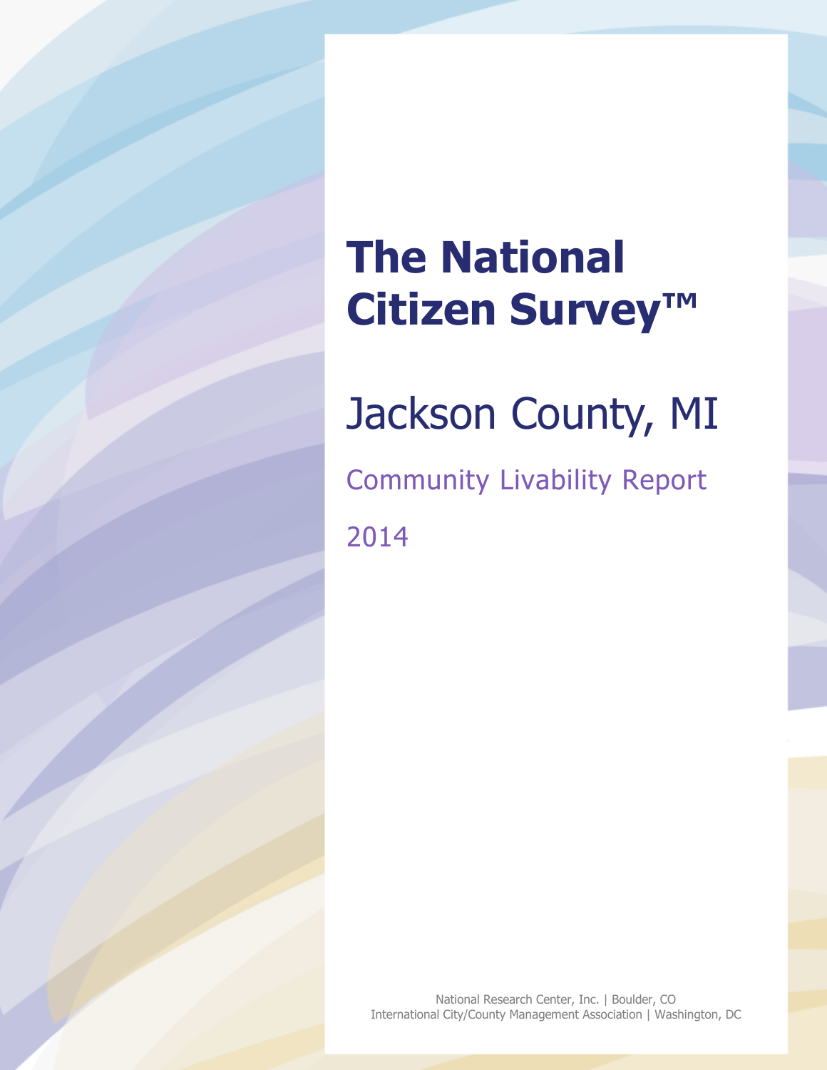# The National Citizen Survey™

## Jackson County, MI

### Community Livability Report

2014

National Research Center, Inc. | Boulder, CO
International City/County Management Association | Washington, DC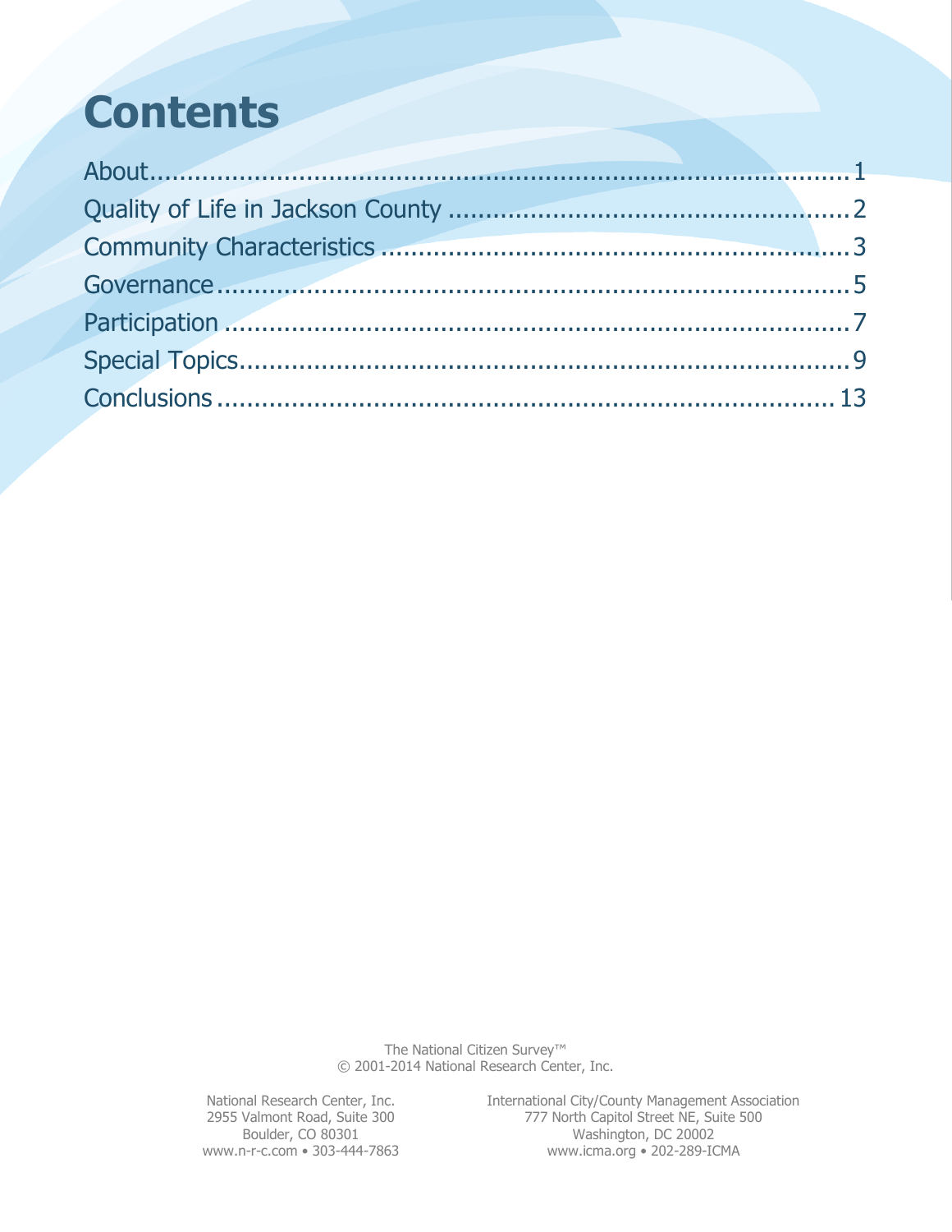# Contents

About.......................................................................................1

Quality of Life in Jackson County ....................................................2

Community Characteristics ............................................................3

Governance................................................................................5

Participation ...............................................................................7

Special Topics.............................................................................9

Conclusions .............................................................................13

The National Citizen Survey™
© 2001-2014 National Research Center, Inc.

National Research Center, Inc.
2955 Valmont Road, Suite 300
Boulder, CO 80301
www.n-r-c.com • 303-444-7863

International City/County Management Association
777 North Capitol Street NE, Suite 500
Washington, DC 20002
www.icma.org • 202-289-ICMA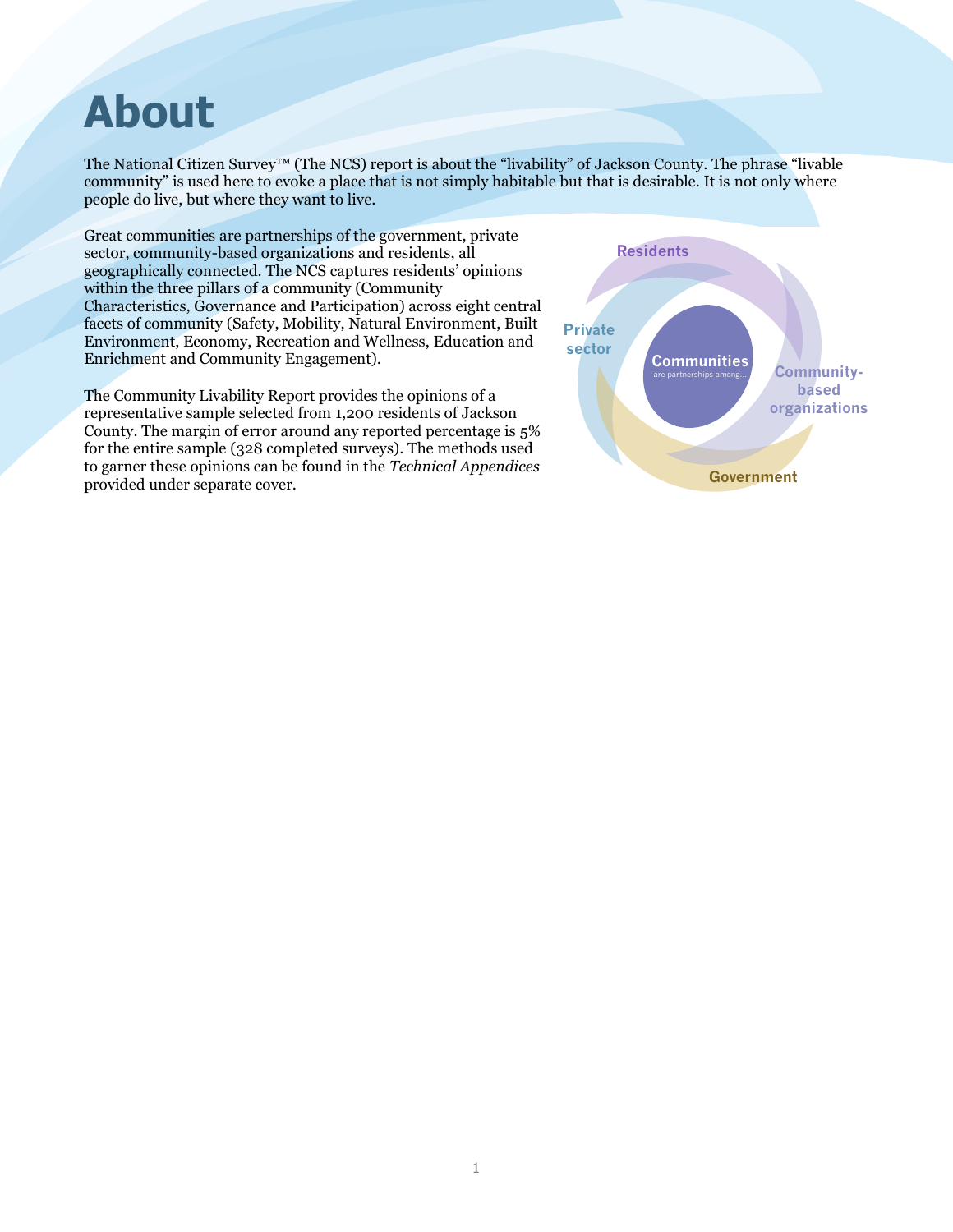# About

The National Citizen Survey™ (The NCS) report is about the "livability" of Jackson County. The phrase "livable community" is used here to evoke a place that is not simply habitable but that is desirable. It is not only where people do live, but where they want to live.

Great communities are partnerships of the government, private sector, community-based organizations and residents, all geographically connected. The NCS captures residents' opinions within the three pillars of a community (Community Characteristics, Governance and Participation) across eight central facets of community (Safety, Mobility, Natural Environment, Built Environment, Economy, Recreation and Wellness, Education and Enrichment and Community Engagement).

The Community Livability Report provides the opinions of a representative sample selected from 1,200 residents of Jackson County. The margin of error around any reported percentage is 5% for the entire sample (328 completed surveys). The methods used to garner these opinions can be found in the *Technical Appendices* provided under separate cover.

Residents

Private sector

Communities
are partnerships among...

Community-based organizations

Government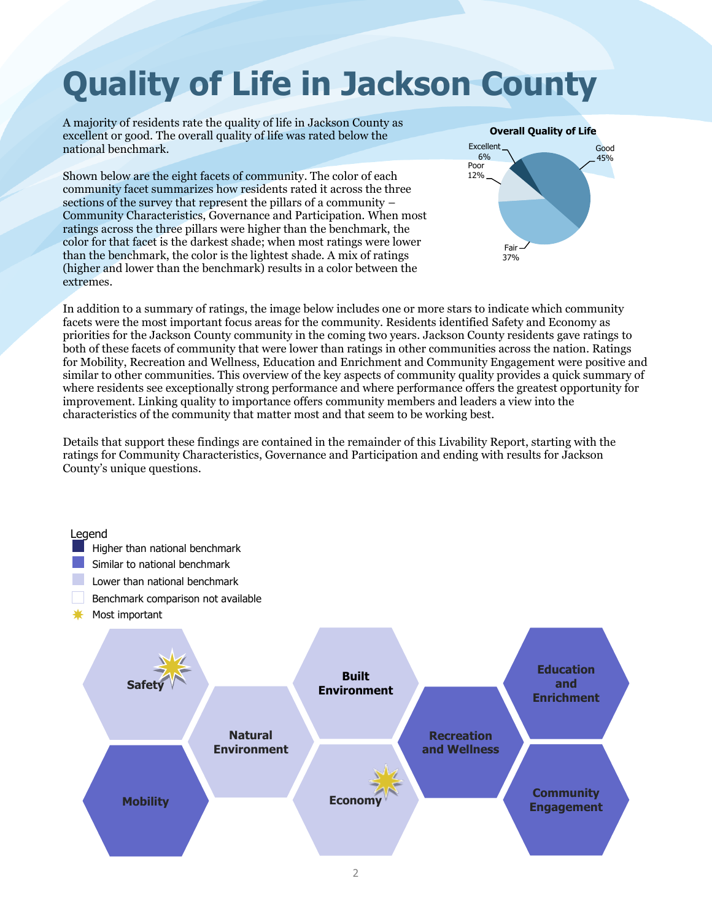# Quality of Life in Jackson County

A majority of residents rate the quality of life in Jackson County as excellent or good. The overall quality of life was rated below the national benchmark.

**Overall Quality of Life**

| Rating | Percent |
|---|---|
| Excellent | 6% |
| Good | 45% |
| Fair | 37% |
| Poor | 12% |

Shown below are the eight facets of community. The color of each community facet summarizes how residents rated it across the three sections of the survey that represent the pillars of a community – Community Characteristics, Governance and Participation. When most ratings across the three pillars were higher than the benchmark, the color for that facet is the darkest shade; when most ratings were lower than the benchmark, the color is the lightest shade. A mix of ratings (higher and lower than the benchmark) results in a color between the extremes.

In addition to a summary of ratings, the image below includes one or more stars to indicate which community facets were the most important focus areas for the community. Residents identified Safety and Economy as priorities for the Jackson County community in the coming two years. Jackson County residents gave ratings to both of these facets of community that were lower than ratings in other communities across the nation. Ratings for Mobility, Recreation and Wellness, Education and Enrichment and Community Engagement were positive and similar to other communities. This overview of the key aspects of community quality provides a quick summary of where residents see exceptionally strong performance and where performance offers the greatest opportunity for improvement. Linking quality to importance offers community members and leaders a view into the characteristics of the community that matter most and that seem to be working best.

Details that support these findings are contained in the remainder of this Livability Report, starting with the ratings for Community Characteristics, Governance and Participation and ending with results for Jackson County's unique questions.

Legend
- Higher than national benchmark
- Similar to national benchmark
- Lower than national benchmark
- Benchmark comparison not available
- ✷ Most important

| Facet | Benchmark comparison | Most important |
|---|---|---|
| Safety | Lower than national benchmark | ✷ |
| Mobility | Similar to national benchmark | |
| Natural Environment | Lower than national benchmark | |
| Built Environment | Lower than national benchmark | |
| Economy | Lower than national benchmark | ✷ |
| Recreation and Wellness | Similar to national benchmark | |
| Education and Enrichment | Similar to national benchmark | |
| Community Engagement | Similar to national benchmark | |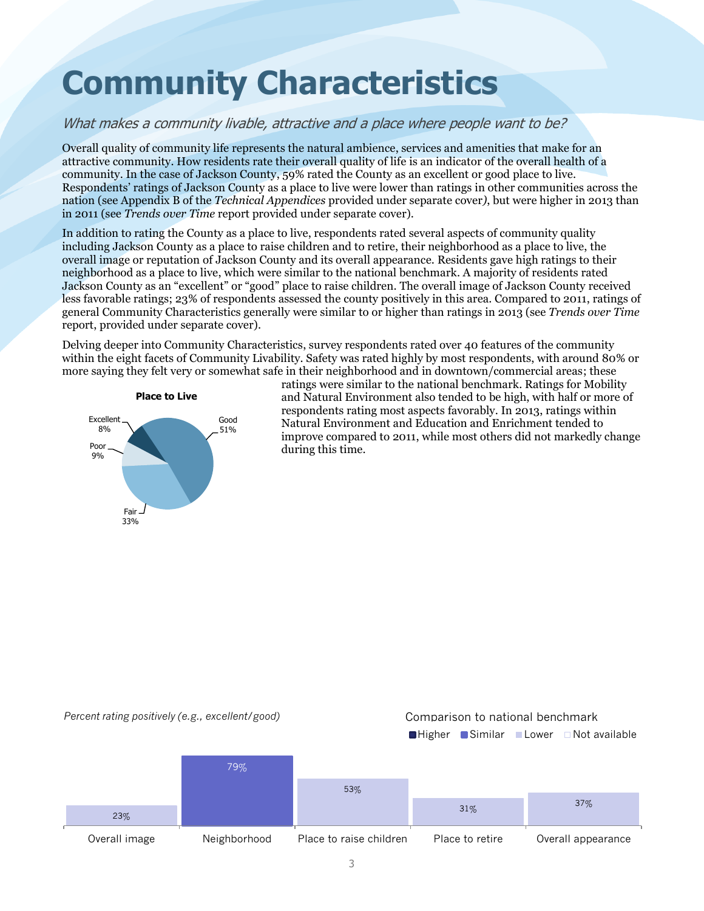# Community Characteristics

*What makes a community livable, attractive and a place where people want to be?*

Overall quality of community life represents the natural ambience, services and amenities that make for an attractive community. How residents rate their overall quality of life is an indicator of the overall health of a community. In the case of Jackson County, 59% rated the County as an excellent or good place to live. Respondents' ratings of Jackson County as a place to live were lower than ratings in other communities across the nation (see Appendix B of the *Technical Appendices* provided under separate cover), but were higher in 2013 than in 2011 (see *Trends over Time* report provided under separate cover).

In addition to rating the County as a place to live, respondents rated several aspects of community quality including Jackson County as a place to raise children and to retire, their neighborhood as a place to live, the overall image or reputation of Jackson County and its overall appearance. Residents gave high ratings to their neighborhood as a place to live, which were similar to the national benchmark. A majority of residents rated Jackson County as an "excellent" or "good" place to raise children. The overall image of Jackson County received less favorable ratings; 23% of respondents assessed the county positively in this area. Compared to 2011, ratings of general Community Characteristics generally were similar to or higher than ratings in 2013 (see *Trends over Time* report, provided under separate cover).

Delving deeper into Community Characteristics, survey respondents rated over 40 features of the community within the eight facets of Community Livability. Safety was rated highly by most respondents, with around 80% or more saying they felt very or somewhat safe in their neighborhood and in downtown/commercial areas; these ratings were similar to the national benchmark. Ratings for Mobility and Natural Environment also tended to be high, with half or more of respondents rating most aspects favorably. In 2013, ratings within Natural Environment and Education and Enrichment tended to improve compared to 2011, while most others did not markedly change during this time.

**Place to Live**

| Rating | Percent |
|---|---|
| Excellent | 8% |
| Good | 51% |
| Fair | 33% |
| Poor | 9% |

*Percent rating positively (e.g., excellent/good)*

Comparison to national benchmark: Higher / Similar / Lower / Not available

| Aspect | Percent | Comparison to national benchmark |
|---|---|---|
| Overall image | 23% | Lower |
| Neighborhood | 79% | Similar |
| Place to raise children | 53% | Lower |
| Place to retire | 31% | Lower |
| Overall appearance | 37% | Lower |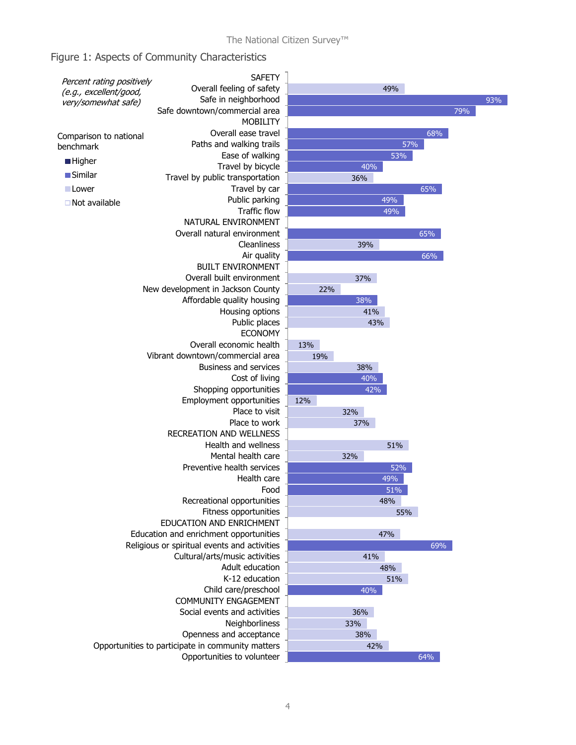## Figure 1: Aspects of Community Characteristics

*Percent rating positively (e.g., excellent/good, very/somewhat safe)*

Comparison to national benchmark: Higher / Similar / Lower / Not available

| Category / Item | Percent | Comparison to national benchmark |
|---|---|---|
| **SAFETY** | | |
| Overall feeling of safety | 49% | Lower |
| Safe in neighborhood | 93% | Similar |
| Safe downtown/commercial area | 79% | Similar |
| **MOBILITY** | | |
| Overall ease travel | 68% | Similar |
| Paths and walking trails | 57% | Similar |
| Ease of walking | 53% | Similar |
| Travel by bicycle | 40% | Similar |
| Travel by public transportation | 36% | Lower |
| Travel by car | 65% | Similar |
| Public parking | 49% | Similar |
| Traffic flow | 49% | Similar |
| **NATURAL ENVIRONMENT** | | |
| Overall natural environment | 65% | Similar |
| Cleanliness | 39% | Lower |
| Air quality | 66% | Similar |
| **BUILT ENVIRONMENT** | | |
| Overall built environment | 37% | Lower |
| New development in Jackson County | 22% | Lower |
| Affordable quality housing | 38% | Similar |
| Housing options | 41% | Lower |
| Public places | 43% | Lower |
| **ECONOMY** | | |
| Overall economic health | 13% | Lower |
| Vibrant downtown/commercial area | 19% | Lower |
| Business and services | 38% | Lower |
| Cost of living | 40% | Similar |
| Shopping opportunities | 42% | Similar |
| Employment opportunities | 12% | Lower |
| Place to visit | 32% | Lower |
| Place to work | 37% | Lower |
| **RECREATION AND WELLNESS** | | |
| Health and wellness | 51% | Lower |
| Mental health care | 32% | Lower |
| Preventive health services | 52% | Similar |
| Health care | 49% | Similar |
| Food | 51% | Similar |
| Recreational opportunities | 48% | Lower |
| Fitness opportunities | 55% | Lower |
| **EDUCATION AND ENRICHMENT** | | |
| Education and enrichment opportunities | 47% | Lower |
| Religious or spiritual events and activities | 69% | Similar |
| Cultural/arts/music activities | 41% | Lower |
| Adult education | 48% | Lower |
| K-12 education | 51% | Lower |
| Child care/preschool | 40% | Similar |
| **COMMUNITY ENGAGEMENT** | | |
| Social events and activities | 36% | Lower |
| Neighborliness | 33% | Lower |
| Openness and acceptance | 38% | Lower |
| Opportunities to participate in community matters | 42% | Lower |
| Opportunities to volunteer | 64% | Similar |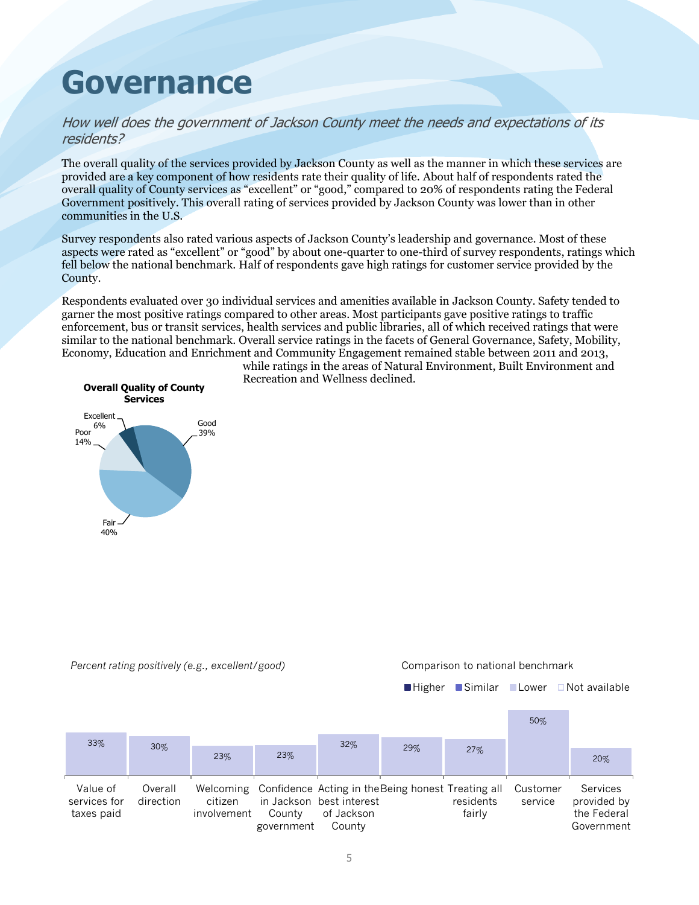# Governance

*How well does the government of Jackson County meet the needs and expectations of its residents?*

The overall quality of the services provided by Jackson County as well as the manner in which these services are provided are a key component of how residents rate their quality of life. About half of respondents rated the overall quality of County services as "excellent" or "good," compared to 20% of respondents rating the Federal Government positively. This overall rating of services provided by Jackson County was lower than in other communities in the U.S.

Survey respondents also rated various aspects of Jackson County's leadership and governance. Most of these aspects were rated as "excellent" or "good" by about one-quarter to one-third of survey respondents, ratings which fell below the national benchmark. Half of respondents gave high ratings for customer service provided by the County.

Respondents evaluated over 30 individual services and amenities available in Jackson County. Safety tended to garner the most positive ratings compared to other areas. Most participants gave positive ratings to traffic enforcement, bus or transit services, health services and public libraries, all of which received ratings that were similar to the national benchmark. Overall service ratings in the facets of General Governance, Safety, Mobility, Economy, Education and Enrichment and Community Engagement remained stable between 2011 and 2013, while ratings in the areas of Natural Environment, Built Environment and Recreation and Wellness declined.

**Overall Quality of County Services**

| Rating | Percent |
|---|---|
| Excellent | 6% |
| Good | 39% |
| Fair | 40% |
| Poor | 14% |

*Percent rating positively (e.g., excellent/good)*

Comparison to national benchmark: Higher / Similar / Lower / Not available

| Item | Percent rating positively | Comparison to national benchmark |
|---|---|---|
| Value of services for taxes paid | 33% | Lower |
| Overall direction | 30% | Lower |
| Welcoming citizen involvement | 23% | Lower |
| Confidence in Jackson County government | 23% | Lower |
| Acting in the best interest of Jackson County | 32% | Lower |
| Being honest | 29% | Lower |
| Treating all residents fairly | 27% | Lower |
| Customer service | 50% | Lower |
| Services provided by the Federal Government | 20% | Lower |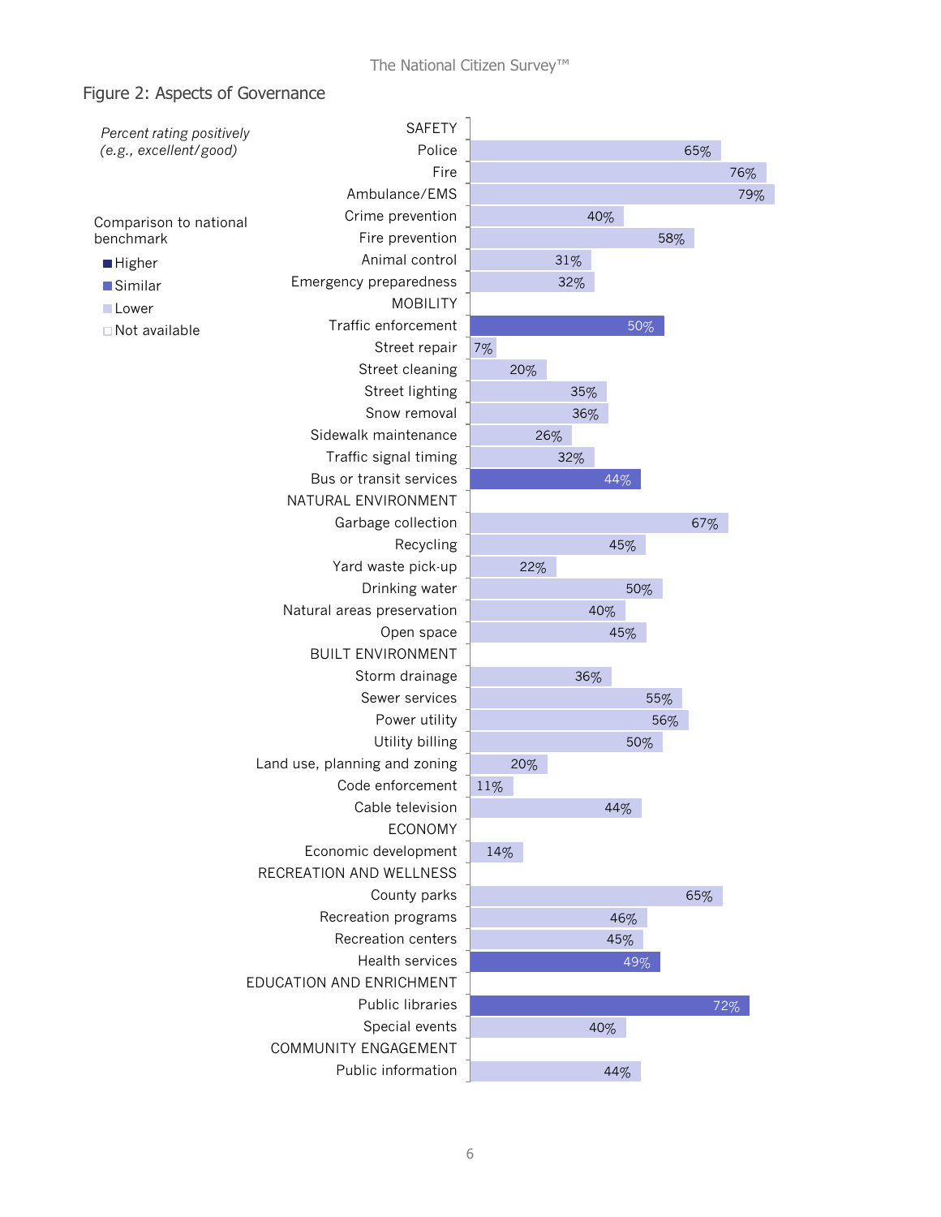## Figure 2: Aspects of Governance

*Percent rating positively (e.g., excellent/good)*

Comparison to national benchmark

- Higher
- Similar
- Lower
- Not available

| Category / Item | Percent rating positively | Comparison to national benchmark |
|---|---|---|
| **SAFETY** | | |
| Police | 65% | Lower |
| Fire | 76% | Lower |
| Ambulance/EMS | 79% | Lower |
| Crime prevention | 40% | Lower |
| Fire prevention | 58% | Lower |
| Animal control | 31% | Lower |
| Emergency preparedness | 32% | Lower |
| **MOBILITY** | | |
| Traffic enforcement | 50% | Similar |
| Street repair | 7% | Lower |
| Street cleaning | 20% | Lower |
| Street lighting | 35% | Lower |
| Snow removal | 36% | Lower |
| Sidewalk maintenance | 26% | Lower |
| Traffic signal timing | 32% | Lower |
| Bus or transit services | 44% | Similar |
| **NATURAL ENVIRONMENT** | | |
| Garbage collection | 67% | Lower |
| Recycling | 45% | Lower |
| Yard waste pick-up | 22% | Lower |
| Drinking water | 50% | Lower |
| Natural areas preservation | 40% | Lower |
| Open space | 45% | Lower |
| **BUILT ENVIRONMENT** | | |
| Storm drainage | 36% | Lower |
| Sewer services | 55% | Lower |
| Power utility | 56% | Lower |
| Utility billing | 50% | Lower |
| Land use, planning and zoning | 20% | Lower |
| Code enforcement | 11% | Lower |
| Cable television | 44% | Lower |
| **ECONOMY** | | |
| Economic development | 14% | Lower |
| **RECREATION AND WELLNESS** | | |
| County parks | 65% | Lower |
| Recreation programs | 46% | Lower |
| Recreation centers | 45% | Lower |
| Health services | 49% | Similar |
| **EDUCATION AND ENRICHMENT** | | |
| Public libraries | 72% | Similar |
| Special events | 40% | Lower |
| **COMMUNITY ENGAGEMENT** | | |
| Public information | 44% | Lower |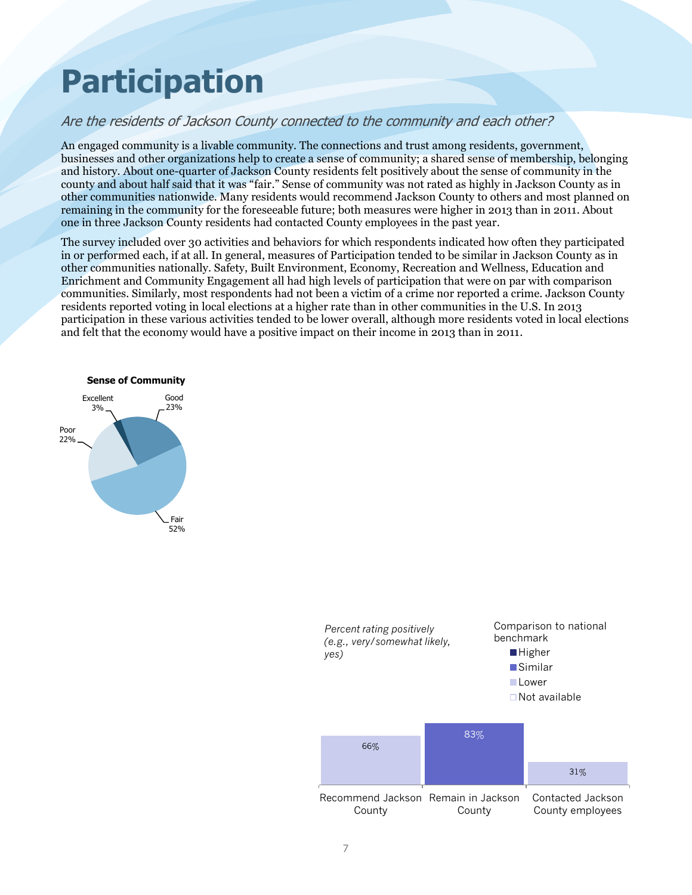# Participation

*Are the residents of Jackson County connected to the community and each other?*

An engaged community is a livable community. The connections and trust among residents, government, businesses and other organizations help to create a sense of community; a shared sense of membership, belonging and history. About one-quarter of Jackson County residents felt positively about the sense of community in the county and about half said that it was "fair." Sense of community was not rated as highly in Jackson County as in other communities nationwide. Many residents would recommend Jackson County to others and most planned on remaining in the community for the foreseeable future; both measures were higher in 2013 than in 2011. About one in three Jackson County residents had contacted County employees in the past year.

The survey included over 30 activities and behaviors for which respondents indicated how often they participated in or performed each, if at all. In general, measures of Participation tended to be similar in Jackson County as in other communities nationally. Safety, Built Environment, Economy, Recreation and Wellness, Education and Enrichment and Community Engagement all had high levels of participation that were on par with comparison communities. Similarly, most respondents had not been a victim of a crime nor reported a crime. Jackson County residents reported voting in local elections at a higher rate than in other communities in the U.S. In 2013 participation in these various activities tended to be lower overall, although more residents voted in local elections and felt that the economy would have a positive impact on their income in 2013 than in 2011.

**Sense of Community**

| Rating | Percent |
|---|---|
| Excellent | 3% |
| Good | 23% |
| Fair | 52% |
| Poor | 22% |

*Percent rating positively (e.g., very/somewhat likely, yes)*

Comparison to national benchmark: Higher / Similar / Lower / Not available

| Measure | Percent | Comparison to national benchmark |
|---|---|---|
| Recommend Jackson County | 66% | Lower |
| Remain in Jackson County | 83% | Similar |
| Contacted Jackson County employees | 31% | Lower |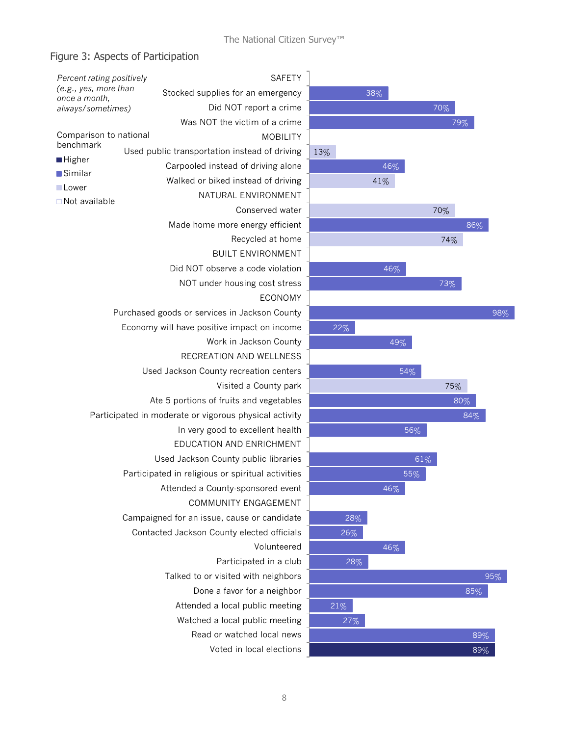## Figure 3: Aspects of Participation

*Percent rating positively (e.g., yes, more than once a month, always/sometimes)*

Comparison to national benchmark: Higher / Similar / Lower / Not available

| Category / Item | Percent | Comparison to national benchmark |
|---|---|---|
| **SAFETY** | | |
| Stocked supplies for an emergency | 38% | Similar |
| Did NOT report a crime | 70% | Similar |
| Was NOT the victim of a crime | 79% | Similar |
| **MOBILITY** | | |
| Used public transportation instead of driving | 13% | Lower |
| Carpooled instead of driving alone | 46% | Similar |
| Walked or biked instead of driving | 41% | Lower |
| **NATURAL ENVIRONMENT** | | |
| Conserved water | 70% | Lower |
| Made home more energy efficient | 86% | Similar |
| Recycled at home | 74% | Lower |
| **BUILT ENVIRONMENT** | | |
| Did NOT observe a code violation | 46% | Similar |
| NOT under housing cost stress | 73% | Similar |
| **ECONOMY** | | |
| Purchased goods or services in Jackson County | 98% | Similar |
| Economy will have positive impact on income | 22% | Similar |
| Work in Jackson County | 49% | Similar |
| **RECREATION AND WELLNESS** | | |
| Used Jackson County recreation centers | 54% | Similar |
| Visited a County park | 75% | Lower |
| Ate 5 portions of fruits and vegetables | 80% | Similar |
| Participated in moderate or vigorous physical activity | 84% | Similar |
| In very good to excellent health | 56% | Similar |
| **EDUCATION AND ENRICHMENT** | | |
| Used Jackson County public libraries | 61% | Similar |
| Participated in religious or spiritual activities | 55% | Similar |
| Attended a County-sponsored event | 46% | Similar |
| **COMMUNITY ENGAGEMENT** | | |
| Campaigned for an issue, cause or candidate | 28% | Similar |
| Contacted Jackson County elected officials | 26% | Similar |
| Volunteered | 46% | Similar |
| Participated in a club | 28% | Similar |
| Talked to or visited with neighbors | 95% | Similar |
| Done a favor for a neighbor | 85% | Similar |
| Attended a local public meeting | 21% | Similar |
| Watched a local public meeting | 27% | Similar |
| Read or watched local news | 89% | Similar |
| Voted in local elections | 89% | Higher |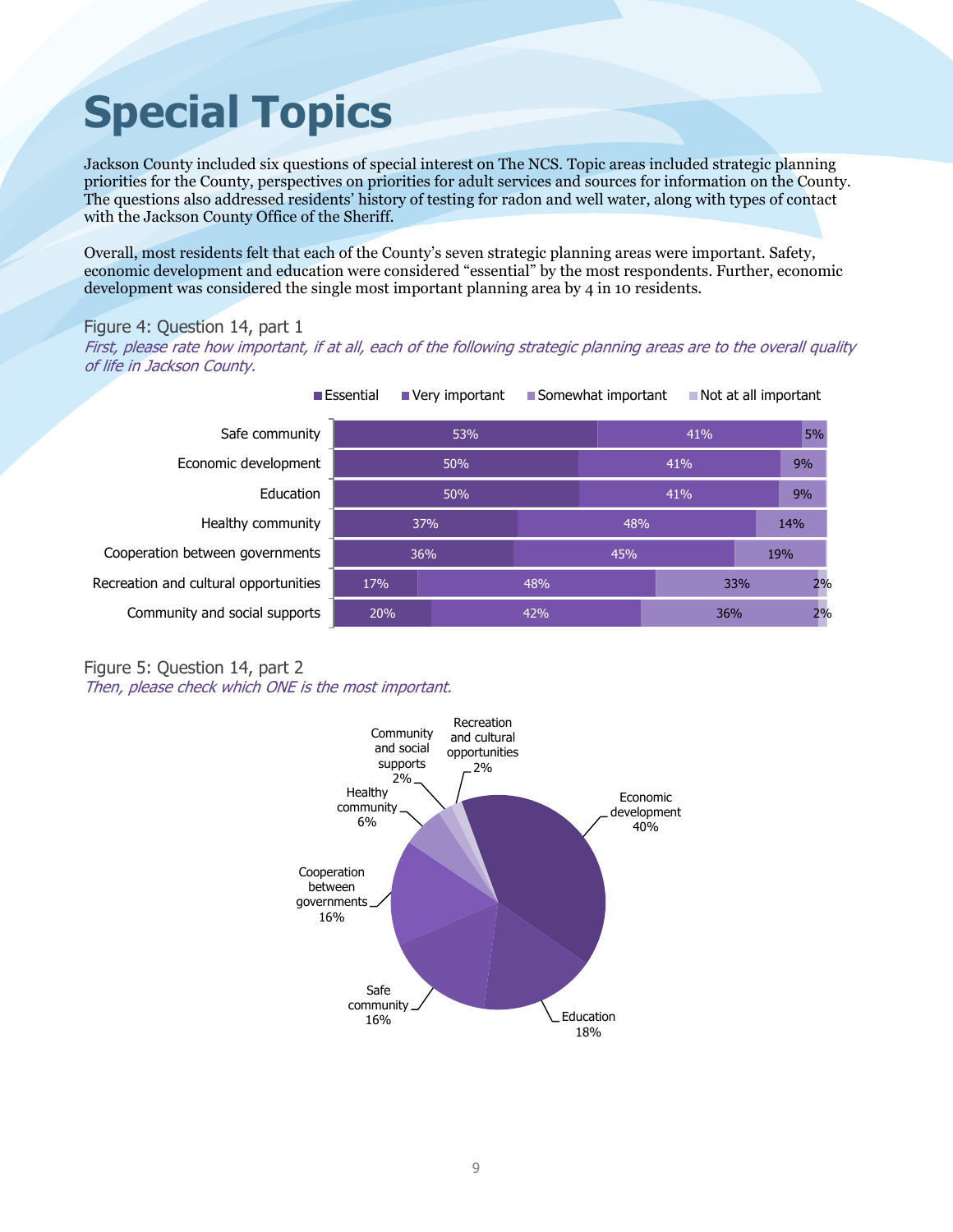# Special Topics

Jackson County included six questions of special interest on The NCS. Topic areas included strategic planning priorities for the County, perspectives on priorities for adult services and sources for information on the County. The questions also addressed residents' history of testing for radon and well water, along with types of contact with the Jackson County Office of the Sheriff.

Overall, most residents felt that each of the County's seven strategic planning areas were important. Safety, economic development and education were considered "essential" by the most respondents. Further, economic development was considered the single most important planning area by 4 in 10 residents.

Figure 4: Question 14, part 1

*First, please rate how important, if at all, each of the following strategic planning areas are to the overall quality of life in Jackson County.*

| | Essential | Very important | Somewhat important | Not at all important |
|---|---|---|---|---|
| Safe community | 53% | 41% | 5% | |
| Economic development | 50% | 41% | 9% | |
| Education | 50% | 41% | 9% | |
| Healthy community | 37% | 48% | 14% | |
| Cooperation between governments | 36% | 45% | 19% | |
| Recreation and cultural opportunities | 17% | 48% | 33% | 2% |
| Community and social supports | 20% | 42% | 36% | 2% |

Figure 5: Question 14, part 2

*Then, please check which ONE is the most important.*

| Area | Percent |
|---|---|
| Economic development | 40% |
| Education | 18% |
| Safe community | 16% |
| Cooperation between governments | 16% |
| Healthy community | 6% |
| Community and social supports | 2% |
| Recreation and cultural opportunities | 2% |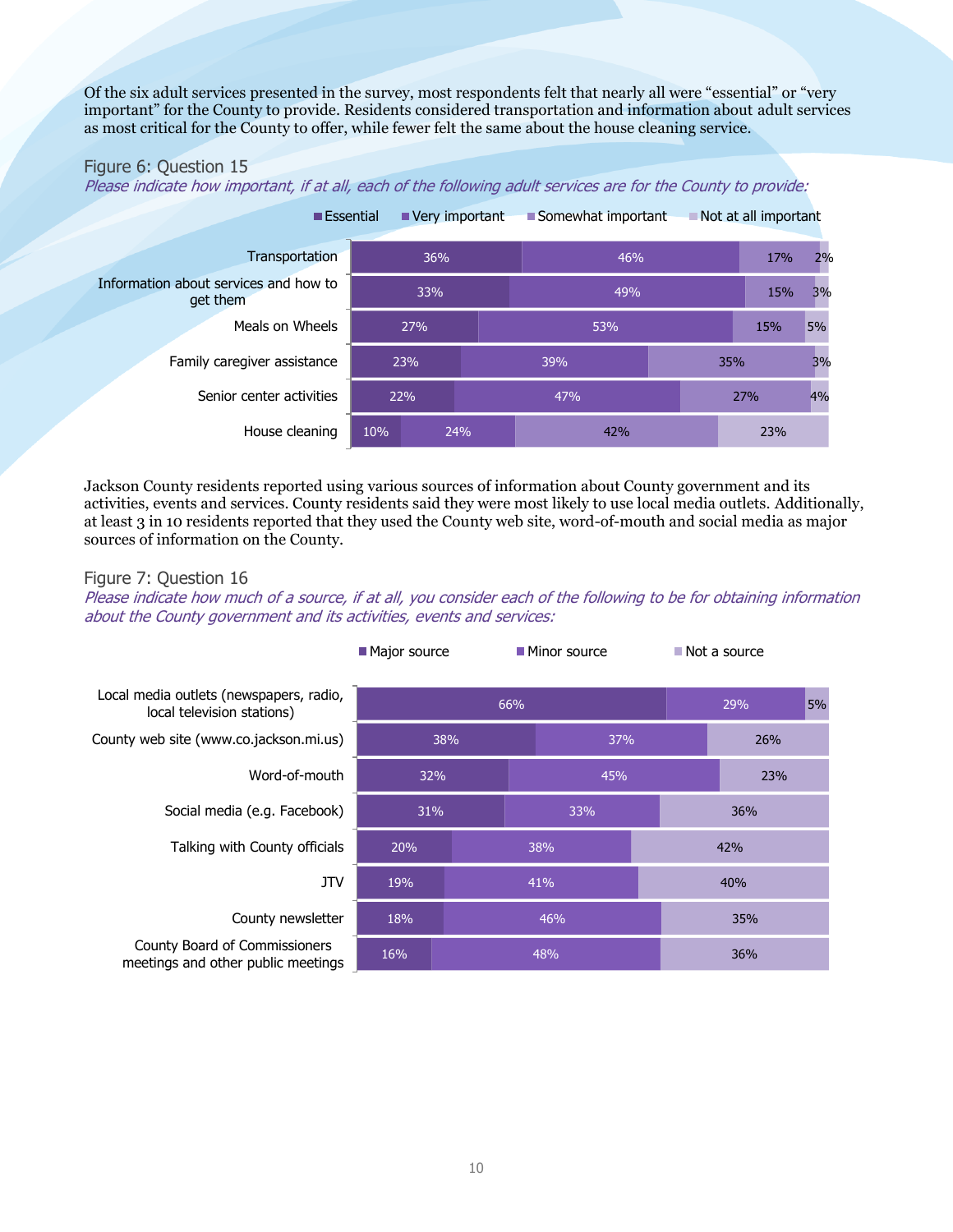Of the six adult services presented in the survey, most respondents felt that nearly all were "essential" or "very important" for the County to provide. Residents considered transportation and information about adult services as most critical for the County to offer, while fewer felt the same about the house cleaning service.

Figure 6: Question 15

*Please indicate how important, if at all, each of the following adult services are for the County to provide:*

| | Essential | Very important | Somewhat important | Not at all important |
|---|---|---|---|---|
| Transportation | 36% | 46% | 17% | 2% |
| Information about services and how to get them | 33% | 49% | 15% | 3% |
| Meals on Wheels | 27% | 53% | 15% | 5% |
| Family caregiver assistance | 23% | 39% | 35% | 3% |
| Senior center activities | 22% | 47% | 27% | 4% |
| House cleaning | 10% | 24% | 42% | 23% |

Jackson County residents reported using various sources of information about County government and its activities, events and services. County residents said they were most likely to use local media outlets. Additionally, at least 3 in 10 residents reported that they used the County web site, word-of-mouth and social media as major sources of information on the County.

Figure 7: Question 16

*Please indicate how much of a source, if at all, you consider each of the following to be for obtaining information about the County government and its activities, events and services:*

| | Major source | Minor source | Not a source |
|---|---|---|---|
| Local media outlets (newspapers, radio, local television stations) | 66% | 29% | 5% |
| County web site (www.co.jackson.mi.us) | 38% | 37% | 26% |
| Word-of-mouth | 32% | 45% | 23% |
| Social media (e.g. Facebook) | 31% | 33% | 36% |
| Talking with County officials | 20% | 38% | 42% |
| JTV | 19% | 41% | 40% |
| County newsletter | 18% | 46% | 35% |
| County Board of Commissioners meetings and other public meetings | 16% | 48% | 36% |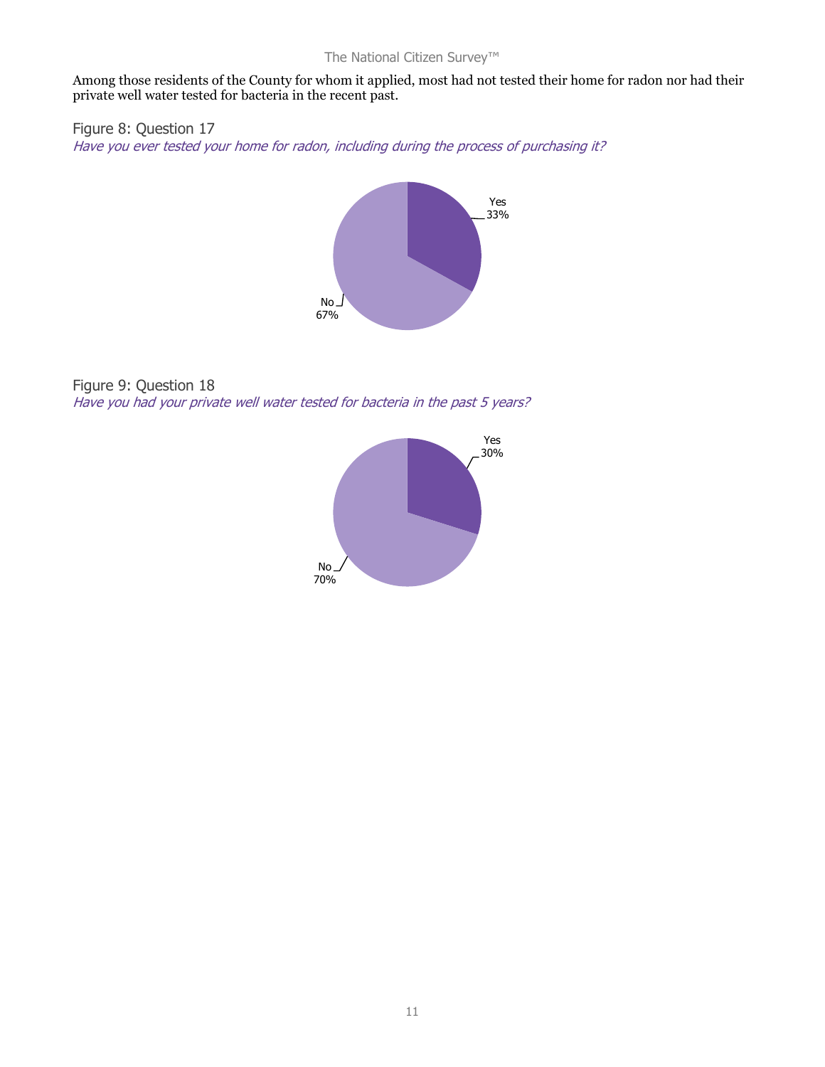Among those residents of the County for whom it applied, most had not tested their home for radon nor had their private well water tested for bacteria in the recent past.

Figure 8: Question 17

*Have you ever tested your home for radon, including during the process of purchasing it?*

| Response | Percent |
| --- | --- |
| Yes | 33% |
| No | 67% |

Figure 9: Question 18

*Have you had your private well water tested for bacteria in the past 5 years?*

| Response | Percent |
| --- | --- |
| Yes | 30% |
| No | 70% |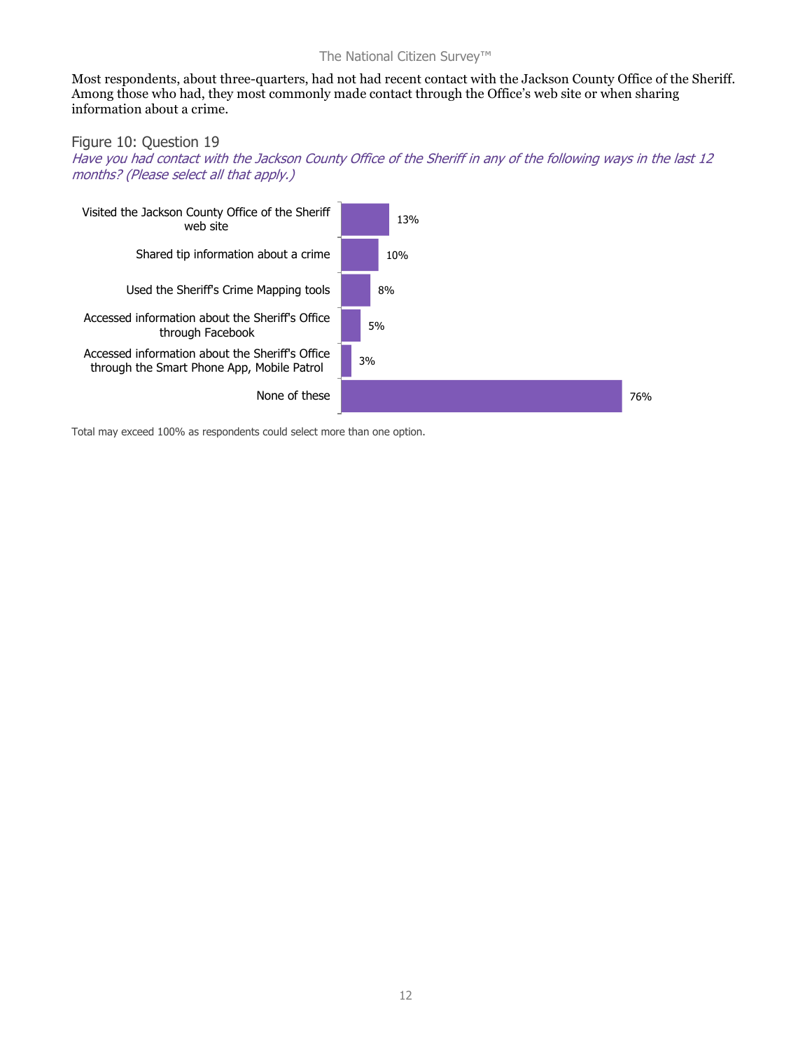Most respondents, about three-quarters, had not had recent contact with the Jackson County Office of the Sheriff. Among those who had, they most commonly made contact through the Office's web site or when sharing information about a crime.

Figure 10: Question 19

*Have you had contact with the Jackson County Office of the Sheriff in any of the following ways in the last 12 months? (Please select all that apply.)*

| Response | Percent |
|---|---|
| Visited the Jackson County Office of the Sheriff web site | 13% |
| Shared tip information about a crime | 10% |
| Used the Sheriff's Crime Mapping tools | 8% |
| Accessed information about the Sheriff's Office through Facebook | 5% |
| Accessed information about the Sheriff's Office through the Smart Phone App, Mobile Patrol | 3% |
| None of these | 76% |

Total may exceed 100% as respondents could select more than one option.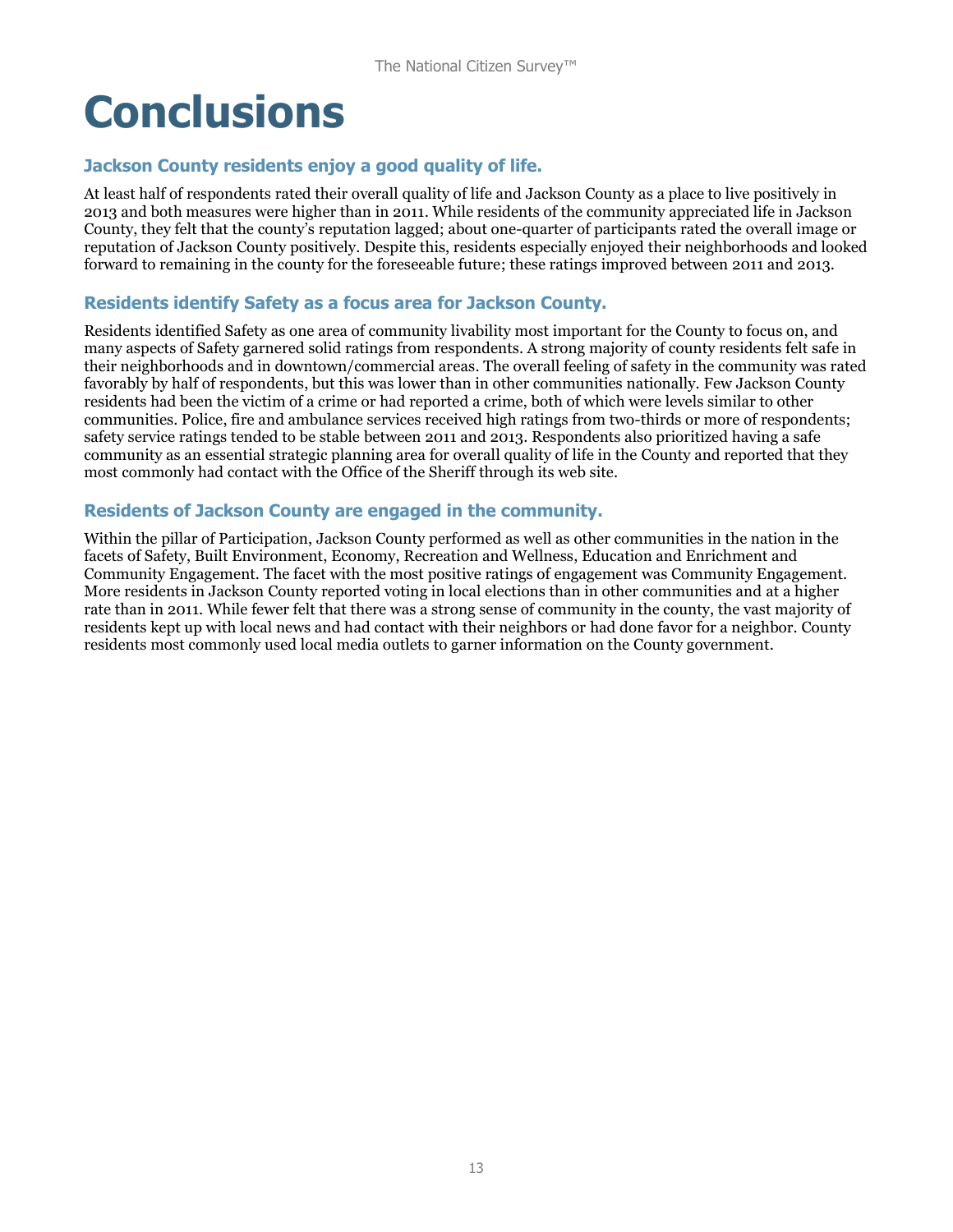# Conclusions

## Jackson County residents enjoy a good quality of life.

At least half of respondents rated their overall quality of life and Jackson County as a place to live positively in 2013 and both measures were higher than in 2011. While residents of the community appreciated life in Jackson County, they felt that the county's reputation lagged; about one-quarter of participants rated the overall image or reputation of Jackson County positively. Despite this, residents especially enjoyed their neighborhoods and looked forward to remaining in the county for the foreseeable future; these ratings improved between 2011 and 2013.

## Residents identify Safety as a focus area for Jackson County.

Residents identified Safety as one area of community livability most important for the County to focus on, and many aspects of Safety garnered solid ratings from respondents. A strong majority of county residents felt safe in their neighborhoods and in downtown/commercial areas. The overall feeling of safety in the community was rated favorably by half of respondents, but this was lower than in other communities nationally. Few Jackson County residents had been the victim of a crime or had reported a crime, both of which were levels similar to other communities. Police, fire and ambulance services received high ratings from two-thirds or more of respondents; safety service ratings tended to be stable between 2011 and 2013. Respondents also prioritized having a safe community as an essential strategic planning area for overall quality of life in the County and reported that they most commonly had contact with the Office of the Sheriff through its web site.

## Residents of Jackson County are engaged in the community.

Within the pillar of Participation, Jackson County performed as well as other communities in the nation in the facets of Safety, Built Environment, Economy, Recreation and Wellness, Education and Enrichment and Community Engagement. The facet with the most positive ratings of engagement was Community Engagement. More residents in Jackson County reported voting in local elections than in other communities and at a higher rate than in 2011. While fewer felt that there was a strong sense of community in the county, the vast majority of residents kept up with local news and had contact with their neighbors or had done favor for a neighbor. County residents most commonly used local media outlets to garner information on the County government.